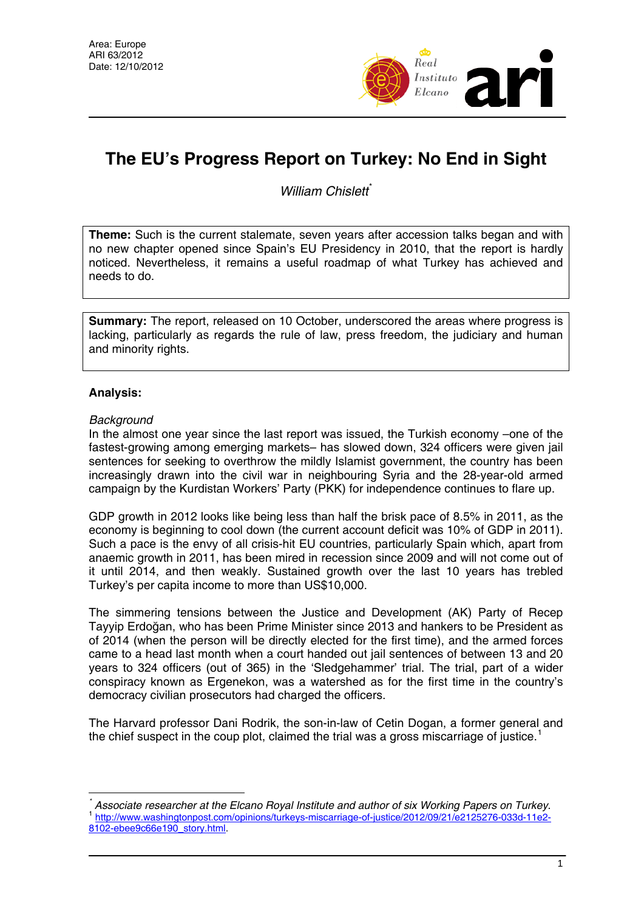Area: Europe
ARI 63/2012
Date: 12/10/2012

# The EU's Progress Report on Turkey: No End in Sight

*William Chislett*[*]

**Theme:** Such is the current stalemate, seven years after accession talks began and with no new chapter opened since Spain's EU Presidency in 2010, that the report is hardly noticed. Nevertheless, it remains a useful roadmap of what Turkey has achieved and needs to do.

**Summary:** The report, released on 10 October, underscored the areas where progress is lacking, particularly as regards the rule of law, press freedom, the judiciary and human and minority rights.

**Analysis:**

*Background*

In the almost one year since the last report was issued, the Turkish economy –one of the fastest-growing among emerging markets– has slowed down, 324 officers were given jail sentences for seeking to overthrow the mildly Islamist government, the country has been increasingly drawn into the civil war in neighbouring Syria and the 28-year-old armed campaign by the Kurdistan Workers' Party (PKK) for independence continues to flare up.

GDP growth in 2012 looks like being less than half the brisk pace of 8.5% in 2011, as the economy is beginning to cool down (the current account deficit was 10% of GDP in 2011). Such a pace is the envy of all crisis-hit EU countries, particularly Spain which, apart from anaemic growth in 2011, has been mired in recession since 2009 and will not come out of it until 2014, and then weakly. Sustained growth over the last 10 years has trebled Turkey's per capita income to more than US$10,000.

The simmering tensions between the Justice and Development (AK) Party of Recep Tayyip Erdoğan, who has been Prime Minister since 2013 and hankers to be President as of 2014 (when the person will be directly elected for the first time), and the armed forces came to a head last month when a court handed out jail sentences of between 13 and 20 years to 324 officers (out of 365) in the 'Sledgehammer' trial. The trial, part of a wider conspiracy known as Ergenekon, was a watershed as for the first time in the country's democracy civilian prosecutors had charged the officers.

The Harvard professor Dani Rodrik, the son-in-law of Cetin Dogan, a former general and the chief suspect in the coup plot, claimed the trial was a gross miscarriage of justice.[1]

---

[*] *Associate researcher at the Elcano Royal Institute and author of six Working Papers on Turkey.*

[1] http://www.washingtonpost.com/opinions/turkeys-miscarriage-of-justice/2012/09/21/e2125276-033d-11e2-8102-ebee9c66e190_story.html.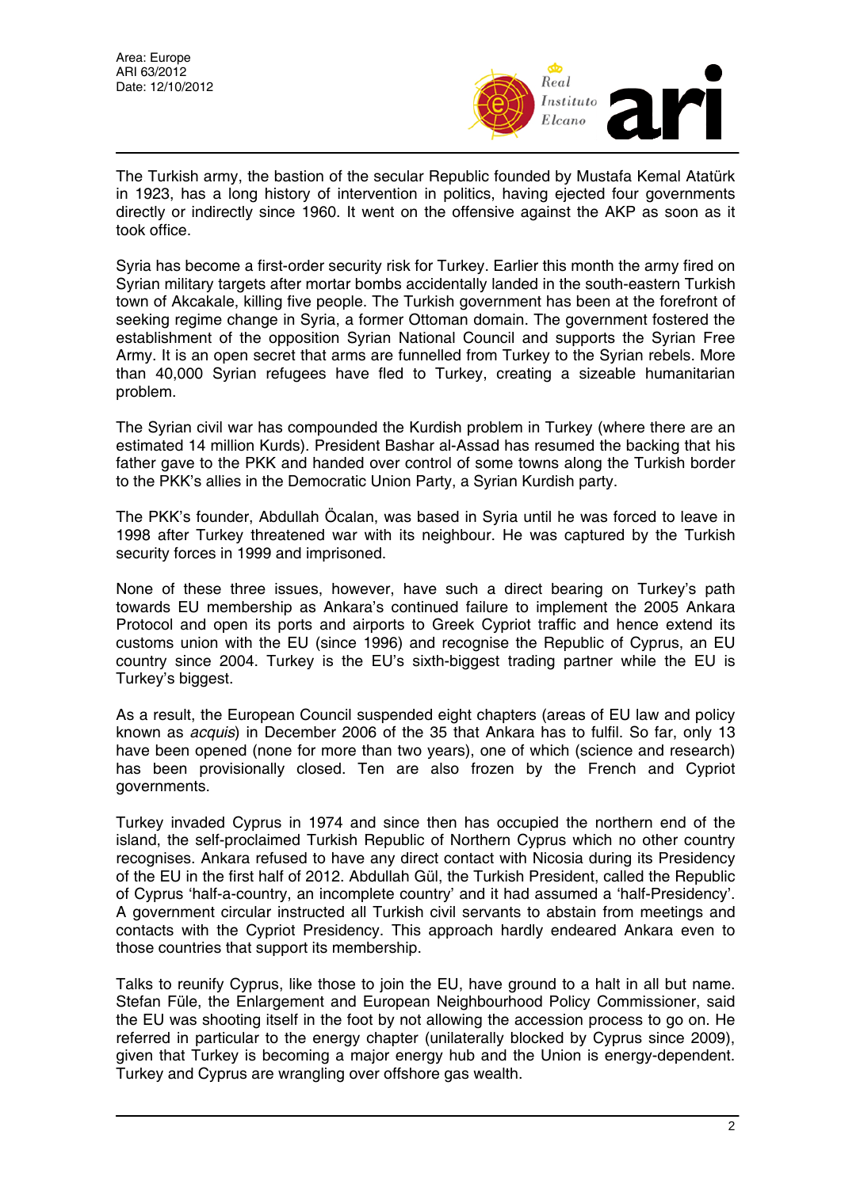The Turkish army, the bastion of the secular Republic founded by Mustafa Kemal Atatürk in 1923, has a long history of intervention in politics, having ejected four governments directly or indirectly since 1960. It went on the offensive against the AKP as soon as it took office.

Syria has become a first-order security risk for Turkey. Earlier this month the army fired on Syrian military targets after mortar bombs accidentally landed in the south-eastern Turkish town of Akcakale, killing five people. The Turkish government has been at the forefront of seeking regime change in Syria, a former Ottoman domain. The government fostered the establishment of the opposition Syrian National Council and supports the Syrian Free Army. It is an open secret that arms are funnelled from Turkey to the Syrian rebels. More than 40,000 Syrian refugees have fled to Turkey, creating a sizeable humanitarian problem.

The Syrian civil war has compounded the Kurdish problem in Turkey (where there are an estimated 14 million Kurds). President Bashar al-Assad has resumed the backing that his father gave to the PKK and handed over control of some towns along the Turkish border to the PKK's allies in the Democratic Union Party, a Syrian Kurdish party.

The PKK's founder, Abdullah Öcalan, was based in Syria until he was forced to leave in 1998 after Turkey threatened war with its neighbour. He was captured by the Turkish security forces in 1999 and imprisoned.

None of these three issues, however, have such a direct bearing on Turkey's path towards EU membership as Ankara's continued failure to implement the 2005 Ankara Protocol and open its ports and airports to Greek Cypriot traffic and hence extend its customs union with the EU (since 1996) and recognise the Republic of Cyprus, an EU country since 2004. Turkey is the EU's sixth-biggest trading partner while the EU is Turkey's biggest.

As a result, the European Council suspended eight chapters (areas of EU law and policy known as *acquis*) in December 2006 of the 35 that Ankara has to fulfil. So far, only 13 have been opened (none for more than two years), one of which (science and research) has been provisionally closed. Ten are also frozen by the French and Cypriot governments.

Turkey invaded Cyprus in 1974 and since then has occupied the northern end of the island, the self-proclaimed Turkish Republic of Northern Cyprus which no other country recognises. Ankara refused to have any direct contact with Nicosia during its Presidency of the EU in the first half of 2012. Abdullah Gül, the Turkish President, called the Republic of Cyprus 'half-a-country, an incomplete country' and it had assumed a 'half-Presidency'. A government circular instructed all Turkish civil servants to abstain from meetings and contacts with the Cypriot Presidency. This approach hardly endeared Ankara even to those countries that support its membership.

Talks to reunify Cyprus, like those to join the EU, have ground to a halt in all but name. Stefan Füle, the Enlargement and European Neighbourhood Policy Commissioner, said the EU was shooting itself in the foot by not allowing the accession process to go on. He referred in particular to the energy chapter (unilaterally blocked by Cyprus since 2009), given that Turkey is becoming a major energy hub and the Union is energy-dependent. Turkey and Cyprus are wrangling over offshore gas wealth.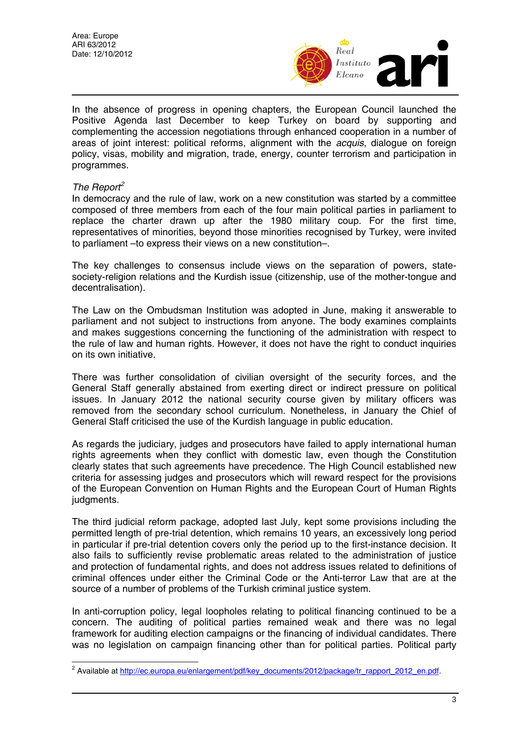In the absence of progress in opening chapters, the European Council launched the Positive Agenda last December to keep Turkey on board by supporting and complementing the accession negotiations through enhanced cooperation in a number of areas of joint interest: political reforms, alignment with the *acquis*, dialogue on foreign policy, visas, mobility and migration, trade, energy, counter terrorism and participation in programmes.

*The Report*[2]

In democracy and the rule of law, work on a new constitution was started by a committee composed of three members from each of the four main political parties in parliament to replace the charter drawn up after the 1980 military coup. For the first time, representatives of minorities, beyond those minorities recognised by Turkey, were invited to parliament –to express their views on a new constitution–.

The key challenges to consensus include views on the separation of powers, state-society-religion relations and the Kurdish issue (citizenship, use of the mother-tongue and decentralisation).

The Law on the Ombudsman Institution was adopted in June, making it answerable to parliament and not subject to instructions from anyone. The body examines complaints and makes suggestions concerning the functioning of the administration with respect to the rule of law and human rights. However, it does not have the right to conduct inquiries on its own initiative.

There was further consolidation of civilian oversight of the security forces, and the General Staff generally abstained from exerting direct or indirect pressure on political issues. In January 2012 the national security course given by military officers was removed from the secondary school curriculum. Nonetheless, in January the Chief of General Staff criticised the use of the Kurdish language in public education.

As regards the judiciary, judges and prosecutors have failed to apply international human rights agreements when they conflict with domestic law, even though the Constitution clearly states that such agreements have precedence. The High Council established new criteria for assessing judges and prosecutors which will reward respect for the provisions of the European Convention on Human Rights and the European Court of Human Rights judgments.

The third judicial reform package, adopted last July, kept some provisions including the permitted length of pre-trial detention, which remains 10 years, an excessively long period in particular if pre-trial detention covers only the period up to the first-instance decision. It also fails to sufficiently revise problematic areas related to the administration of justice and protection of fundamental rights, and does not address issues related to definitions of criminal offences under either the Criminal Code or the Anti-terror Law that are at the source of a number of problems of the Turkish criminal justice system.

In anti-corruption policy, legal loopholes relating to political financing continued to be a concern. The auditing of political parties remained weak and there was no legal framework for auditing election campaigns or the financing of individual candidates. There was no legislation on campaign financing other than for political parties. Political party

[2] Available at http://ec.europa.eu/enlargement/pdf/key_documents/2012/package/tr_rapport_2012_en.pdf.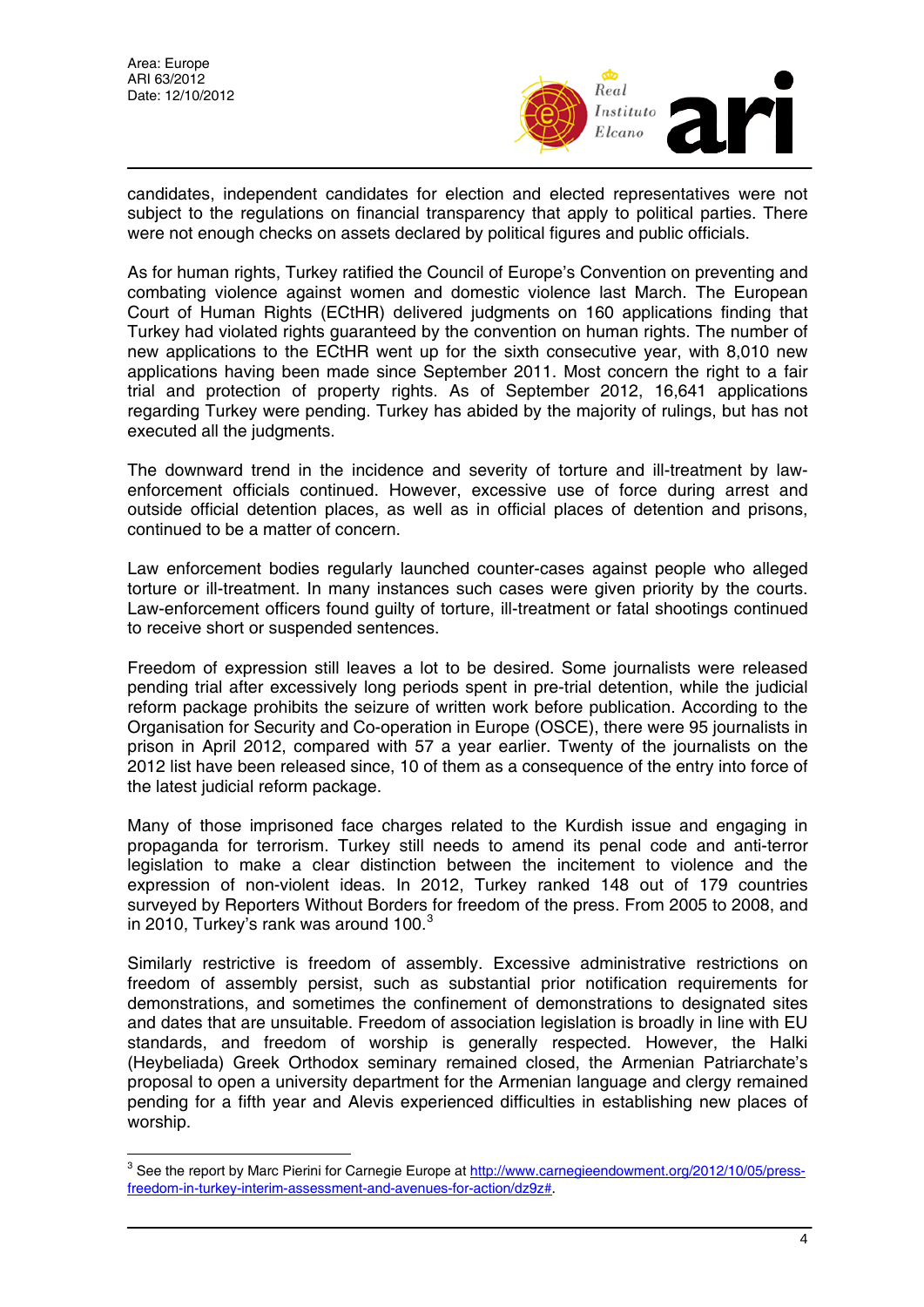candidates, independent candidates for election and elected representatives were not subject to the regulations on financial transparency that apply to political parties. There were not enough checks on assets declared by political figures and public officials.

As for human rights, Turkey ratified the Council of Europe's Convention on preventing and combating violence against women and domestic violence last March. The European Court of Human Rights (ECtHR) delivered judgments on 160 applications finding that Turkey had violated rights guaranteed by the convention on human rights. The number of new applications to the ECtHR went up for the sixth consecutive year, with 8,010 new applications having been made since September 2011. Most concern the right to a fair trial and protection of property rights. As of September 2012, 16,641 applications regarding Turkey were pending. Turkey has abided by the majority of rulings, but has not executed all the judgments.

The downward trend in the incidence and severity of torture and ill-treatment by law-enforcement officials continued. However, excessive use of force during arrest and outside official detention places, as well as in official places of detention and prisons, continued to be a matter of concern.

Law enforcement bodies regularly launched counter-cases against people who alleged torture or ill-treatment. In many instances such cases were given priority by the courts. Law-enforcement officers found guilty of torture, ill-treatment or fatal shootings continued to receive short or suspended sentences.

Freedom of expression still leaves a lot to be desired. Some journalists were released pending trial after excessively long periods spent in pre-trial detention, while the judicial reform package prohibits the seizure of written work before publication. According to the Organisation for Security and Co-operation in Europe (OSCE), there were 95 journalists in prison in April 2012, compared with 57 a year earlier. Twenty of the journalists on the 2012 list have been released since, 10 of them as a consequence of the entry into force of the latest judicial reform package.

Many of those imprisoned face charges related to the Kurdish issue and engaging in propaganda for terrorism. Turkey still needs to amend its penal code and anti-terror legislation to make a clear distinction between the incitement to violence and the expression of non-violent ideas. In 2012, Turkey ranked 148 out of 179 countries surveyed by Reporters Without Borders for freedom of the press. From 2005 to 2008, and in 2010, Turkey's rank was around 100.[3]

Similarly restrictive is freedom of assembly. Excessive administrative restrictions on freedom of assembly persist, such as substantial prior notification requirements for demonstrations, and sometimes the confinement of demonstrations to designated sites and dates that are unsuitable. Freedom of association legislation is broadly in line with EU standards, and freedom of worship is generally respected. However, the Halki (Heybeliada) Greek Orthodox seminary remained closed, the Armenian Patriarchate's proposal to open a university department for the Armenian language and clergy remained pending for a fifth year and Alevis experienced difficulties in establishing new places of worship.

---

[3] See the report by Marc Pierini for Carnegie Europe at http://www.carnegieendowment.org/2012/10/05/press-freedom-in-turkey-interim-assessment-and-avenues-for-action/dz9z#.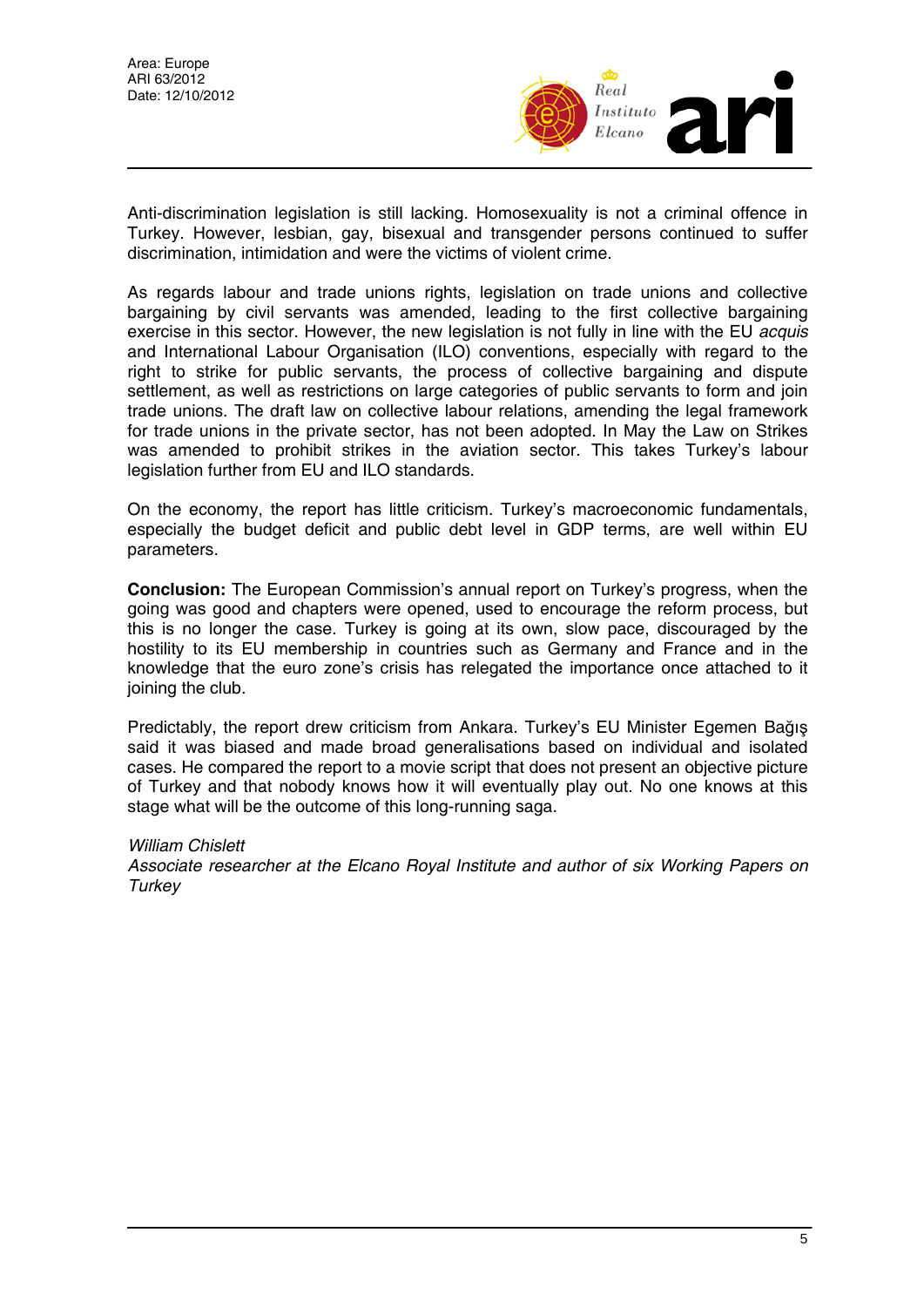Anti-discrimination legislation is still lacking. Homosexuality is not a criminal offence in Turkey. However, lesbian, gay, bisexual and transgender persons continued to suffer discrimination, intimidation and were the victims of violent crime.

As regards labour and trade unions rights, legislation on trade unions and collective bargaining by civil servants was amended, leading to the first collective bargaining exercise in this sector. However, the new legislation is not fully in line with the EU *acquis* and International Labour Organisation (ILO) conventions, especially with regard to the right to strike for public servants, the process of collective bargaining and dispute settlement, as well as restrictions on large categories of public servants to form and join trade unions. The draft law on collective labour relations, amending the legal framework for trade unions in the private sector, has not been adopted. In May the Law on Strikes was amended to prohibit strikes in the aviation sector. This takes Turkey's labour legislation further from EU and ILO standards.

On the economy, the report has little criticism. Turkey's macroeconomic fundamentals, especially the budget deficit and public debt level in GDP terms, are well within EU parameters.

**Conclusion:** The European Commission's annual report on Turkey's progress, when the going was good and chapters were opened, used to encourage the reform process, but this is no longer the case. Turkey is going at its own, slow pace, discouraged by the hostility to its EU membership in countries such as Germany and France and in the knowledge that the euro zone's crisis has relegated the importance once attached to it joining the club.

Predictably, the report drew criticism from Ankara. Turkey's EU Minister Egemen Bağış said it was biased and made broad generalisations based on individual and isolated cases. He compared the report to a movie script that does not present an objective picture of Turkey and that nobody knows how it will eventually play out. No one knows at this stage what will be the outcome of this long-running saga.

*William Chislett*
*Associate researcher at the Elcano Royal Institute and author of six Working Papers on Turkey*